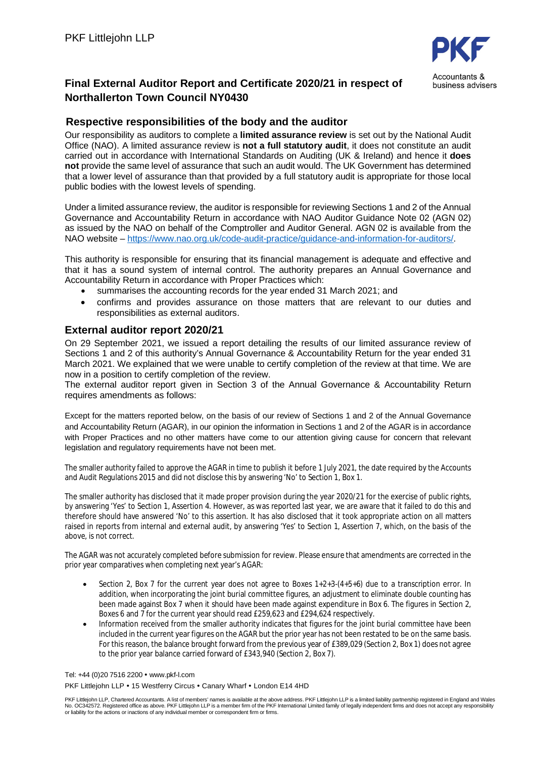PKF Littlejohn LLP

PKF Accountants & business advisers

## Final External Auditor Report and Certificate 2020/21 in respect of Northallerton Town Council NY0430

### Respective responsibilities of the body and the auditor

Our responsibility as auditors to complete a **limited assurance review** is set out by the National Audit Office (NAO). A limited assurance review is **not a full statutory audit**, it does not constitute an audit carried out in accordance with International Standards on Auditing (UK & Ireland) and hence it **does not** provide the same level of assurance that such an audit would. The UK Government has determined that a lower level of assurance than that provided by a full statutory audit is appropriate for those local public bodies with the lowest levels of spending.

Under a limited assurance review, the auditor is responsible for reviewing Sections 1 and 2 of the Annual Governance and Accountability Return in accordance with NAO Auditor Guidance Note 02 (AGN 02) as issued by the NAO on behalf of the Comptroller and Auditor General. AGN 02 is available from the NAO website – https://www.nao.org.uk/code-audit-practice/guidance-and-information-for-auditors/.

This authority is responsible for ensuring that its financial management is adequate and effective and that it has a sound system of internal control. The authority prepares an Annual Governance and Accountability Return in accordance with Proper Practices which:

- summarises the accounting records for the year ended 31 March 2021; and
- confirms and provides assurance on those matters that are relevant to our duties and responsibilities as external auditors.

### External auditor report 2020/21

On 29 September 2021, we issued a report detailing the results of our limited assurance review of Sections 1 and 2 of this authority's Annual Governance & Accountability Return for the year ended 31 March 2021. We explained that we were unable to certify completion of the review at that time. We are now in a position to certify completion of the review.

The external auditor report given in Section 3 of the Annual Governance & Accountability Return requires amendments as follows:

Except for the matters reported below, on the basis of our review of Sections 1 and 2 of the Annual Governance and Accountability Return (AGAR), in our opinion the information in Sections 1 and 2 of the AGAR is in accordance with Proper Practices and no other matters have come to our attention giving cause for concern that relevant legislation and regulatory requirements have not been met.

The smaller authority failed to approve the AGAR in time to publish it before 1 July 2021, the date required by the Accounts and Audit Regulations 2015 and did not disclose this by answering 'No' to Section 1, Box 1.

The smaller authority has disclosed that it made proper provision during the year 2020/21 for the exercise of public rights, by answering 'Yes' to Section 1, Assertion 4. However, as was reported last year, we are aware that it failed to do this and therefore should have answered 'No' to this assertion. It has also disclosed that it took appropriate action on all matters raised in reports from internal and external audit, by answering 'Yes' to Section 1, Assertion 7, which, on the basis of the above, is not correct.

The AGAR was not accurately completed before submission for review. Please ensure that amendments are corrected in the prior year comparatives when completing next year's AGAR:

- Section 2, Box 7 for the current year does not agree to Boxes 1+2+3-(4+5+6) due to a transcription error. In addition, when incorporating the joint burial committee figures, an adjustment to eliminate double counting has been made against Box 7 when it should have been made against expenditure in Box 6. The figures in Section 2, Boxes 6 and 7 for the current year should read £259,623 and £294,624 respectively.
- Information received from the smaller authority indicates that figures for the joint burial committee have been included in the current year figures on the AGAR but the prior year has not been restated to be on the same basis. For this reason, the balance brought forward from the previous year of £389,029 (Section 2, Box 1) does not agree to the prior year balance carried forward of £343,940 (Section 2, Box 7).

Tel: +44 (0)20 7516 2200 • www.pkf-l.com

PKF Littlejohn LLP • 15 Westferry Circus • Canary Wharf • London E14 4HD

PKF Littlejohn LLP, Chartered Accountants. A list of members' names is available at the above address. PKF Littlejohn LLP is a limited liability partnership registered in England and Wales No. OC342572. Registered office as above. PKF Littlejohn LLP is a member firm of the PKF International Limited family of legally independent firms and does not accept any responsibility or liability for the actions or inactions of any individual member or correspondent firm or firms.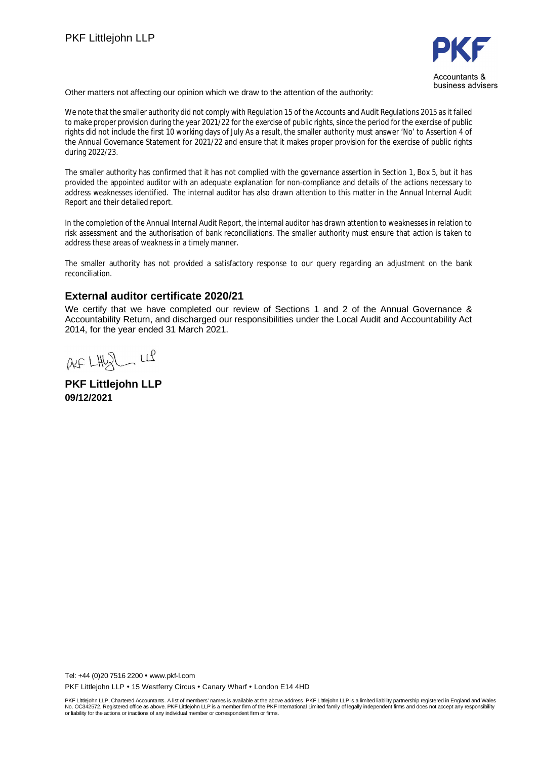PKF Littlejohn LLP

Other matters not affecting our opinion which we draw to the attention of the authority:

We note that the smaller authority did not comply with Regulation 15 of the Accounts and Audit Regulations 2015 as it failed to make proper provision during the year 2021/22 for the exercise of public rights, since the period for the exercise of public rights did not include the first 10 working days of July As a result, the smaller authority must answer 'No' to Assertion 4 of the Annual Governance Statement for 2021/22 and ensure that it makes proper provision for the exercise of public rights during 2022/23.

The smaller authority has confirmed that it has not complied with the governance assertion in Section 1, Box 5, but it has provided the appointed auditor with an adequate explanation for non-compliance and details of the actions necessary to address weaknesses identified. The internal auditor has also drawn attention to this matter in the Annual Internal Audit Report and their detailed report.

In the completion of the Annual Internal Audit Report, the internal auditor has drawn attention to weaknesses in relation to risk assessment and the authorisation of bank reconciliations. The smaller authority must ensure that action is taken to address these areas of weakness in a timely manner.

The smaller authority has not provided a satisfactory response to our query regarding an adjustment on the bank reconciliation.

## External auditor certificate 2020/21

We certify that we have completed our review of Sections 1 and 2 of the Annual Governance & Accountability Return, and discharged our responsibilities under the Local Audit and Accountability Act 2014, for the year ended 31 March 2021.

PKF Littlejohn LLP

**PKF Littlejohn LLP**
**09/12/2021**

Tel: +44 (0)20 7516 2200 • www.pkf-l.com

PKF Littlejohn LLP • 15 Westferry Circus • Canary Wharf • London E14 4HD

PKF Littlejohn LLP, Chartered Accountants. A list of members' names is available at the above address. PKF Littlejohn LLP is a limited liability partnership registered in England and Wales No. OC342572. Registered office as above. PKF Littlejohn LLP is a member firm of the PKF International Limited family of legally independent firms and does not accept any responsibility or liability for the actions or inactions of any individual member or correspondent firm or firms.